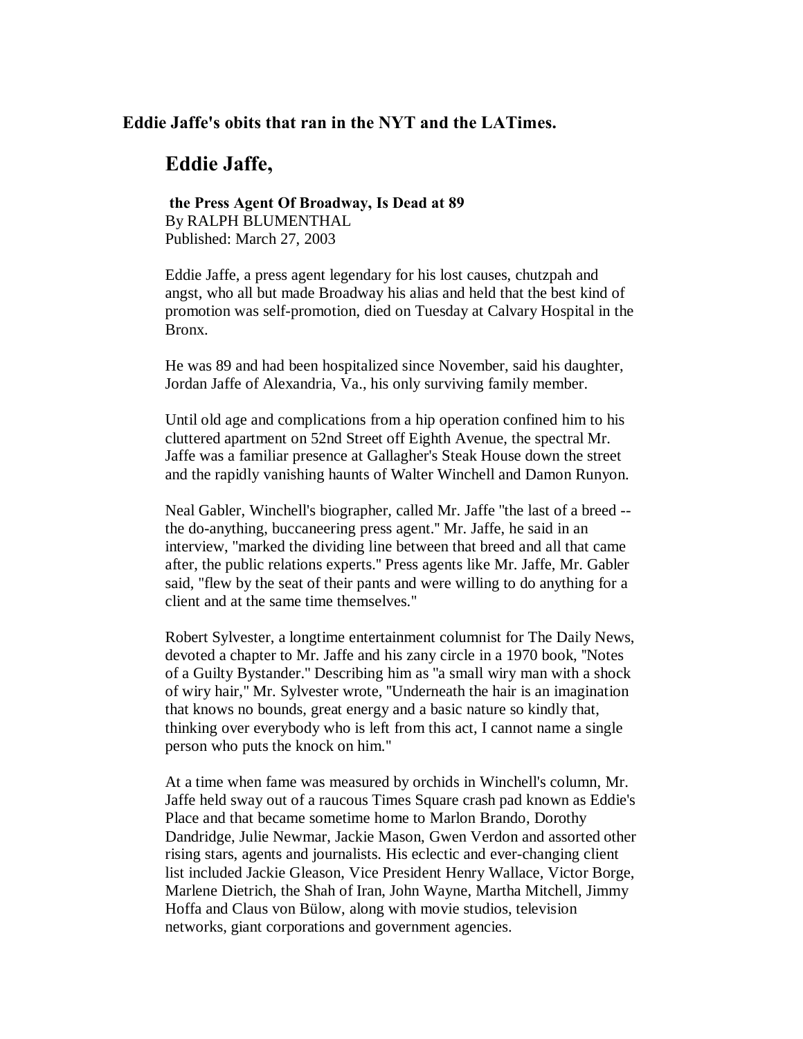**Eddie Jaffe's obits that ran in the NYT and the LATimes.**

## Eddie Jaffe,

**the Press Agent Of Broadway, Is Dead at 89**
By RALPH BLUMENTHAL
Published: March 27, 2003

Eddie Jaffe, a press agent legendary for his lost causes, chutzpah and angst, who all but made Broadway his alias and held that the best kind of promotion was self-promotion, died on Tuesday at Calvary Hospital in the Bronx.

He was 89 and had been hospitalized since November, said his daughter, Jordan Jaffe of Alexandria, Va., his only surviving family member.

Until old age and complications from a hip operation confined him to his cluttered apartment on 52nd Street off Eighth Avenue, the spectral Mr. Jaffe was a familiar presence at Gallagher's Steak House down the street and the rapidly vanishing haunts of Walter Winchell and Damon Runyon.

Neal Gabler, Winchell's biographer, called Mr. Jaffe "the last of a breed -- the do-anything, buccaneering press agent." Mr. Jaffe, he said in an interview, "marked the dividing line between that breed and all that came after, the public relations experts." Press agents like Mr. Jaffe, Mr. Gabler said, "flew by the seat of their pants and were willing to do anything for a client and at the same time themselves."

Robert Sylvester, a longtime entertainment columnist for The Daily News, devoted a chapter to Mr. Jaffe and his zany circle in a 1970 book, "Notes of a Guilty Bystander." Describing him as "a small wiry man with a shock of wiry hair," Mr. Sylvester wrote, "Underneath the hair is an imagination that knows no bounds, great energy and a basic nature so kindly that, thinking over everybody who is left from this act, I cannot name a single person who puts the knock on him."

At a time when fame was measured by orchids in Winchell's column, Mr. Jaffe held sway out of a raucous Times Square crash pad known as Eddie's Place and that became sometime home to Marlon Brando, Dorothy Dandridge, Julie Newmar, Jackie Mason, Gwen Verdon and assorted other rising stars, agents and journalists. His eclectic and ever-changing client list included Jackie Gleason, Vice President Henry Wallace, Victor Borge, Marlene Dietrich, the Shah of Iran, John Wayne, Martha Mitchell, Jimmy Hoffa and Claus von Bülow, along with movie studios, television networks, giant corporations and government agencies.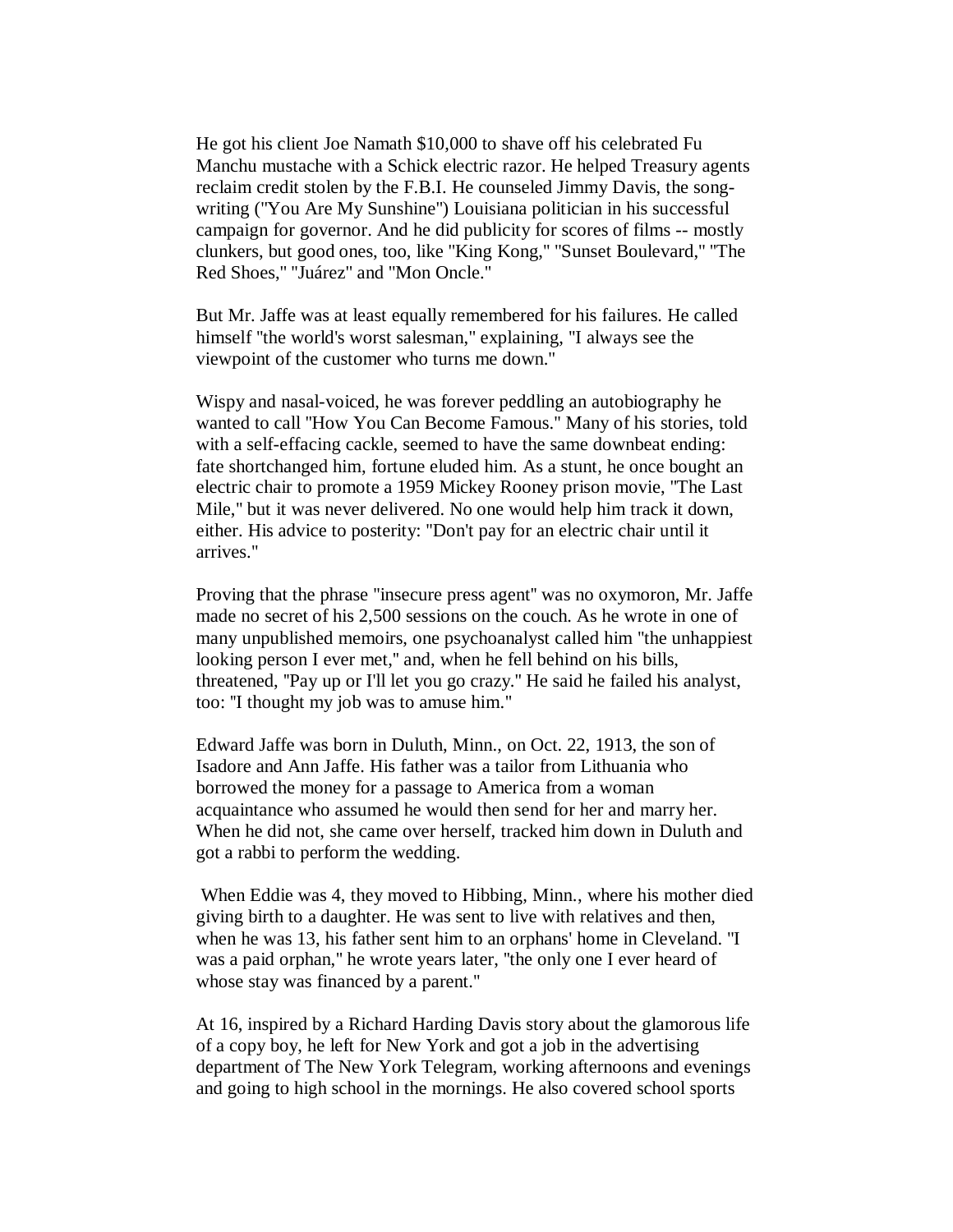He got his client Joe Namath $10,000 to shave off his celebrated Fu Manchu mustache with a Schick electric razor. He helped Treasury agents reclaim credit stolen by the F.B.I. He counseled Jimmy Davis, the song-writing ("You Are My Sunshine") Louisiana politician in his successful campaign for governor. And he did publicity for scores of films -- mostly clunkers, but good ones, too, like "King Kong," "Sunset Boulevard," "The Red Shoes," "Juárez" and "Mon Oncle."

But Mr. Jaffe was at least equally remembered for his failures. He called himself "the world's worst salesman," explaining, "I always see the viewpoint of the customer who turns me down."

Wispy and nasal-voiced, he was forever peddling an autobiography he wanted to call "How You Can Become Famous." Many of his stories, told with a self-effacing cackle, seemed to have the same downbeat ending: fate shortchanged him, fortune eluded him. As a stunt, he once bought an electric chair to promote a 1959 Mickey Rooney prison movie, "The Last Mile," but it was never delivered. No one would help him track it down, either. His advice to posterity: "Don't pay for an electric chair until it arrives."

Proving that the phrase "insecure press agent" was no oxymoron, Mr. Jaffe made no secret of his 2,500 sessions on the couch. As he wrote in one of many unpublished memoirs, one psychoanalyst called him "the unhappiest looking person I ever met," and, when he fell behind on his bills, threatened, "Pay up or I'll let you go crazy." He said he failed his analyst, too: "I thought my job was to amuse him."

Edward Jaffe was born in Duluth, Minn., on Oct. 22, 1913, the son of Isadore and Ann Jaffe. His father was a tailor from Lithuania who borrowed the money for a passage to America from a woman acquaintance who assumed he would then send for her and marry her. When he did not, she came over herself, tracked him down in Duluth and got a rabbi to perform the wedding.

When Eddie was 4, they moved to Hibbing, Minn., where his mother died giving birth to a daughter. He was sent to live with relatives and then, when he was 13, his father sent him to an orphans' home in Cleveland. "I was a paid orphan," he wrote years later, "the only one I ever heard of whose stay was financed by a parent."

At 16, inspired by a Richard Harding Davis story about the glamorous life of a copy boy, he left for New York and got a job in the advertising department of The New York Telegram, working afternoons and evenings and going to high school in the mornings. He also covered school sports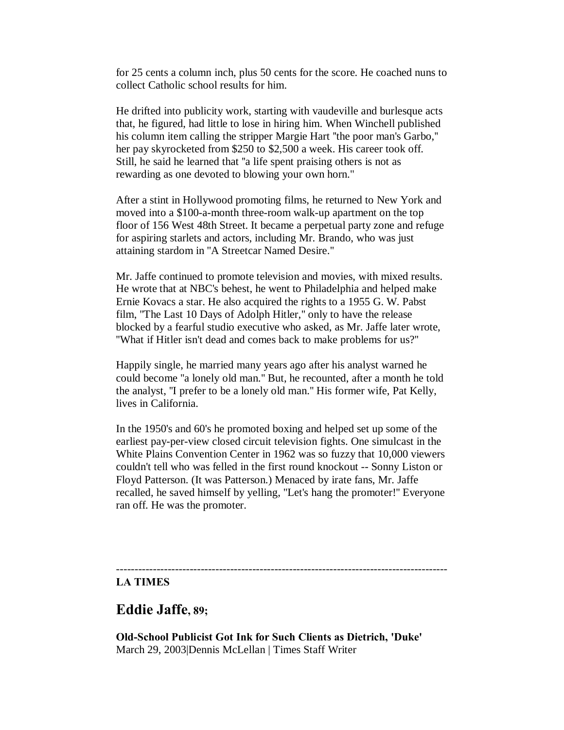for 25 cents a column inch, plus 50 cents for the score. He coached nuns to collect Catholic school results for him.

He drifted into publicity work, starting with vaudeville and burlesque acts that, he figured, had little to lose in hiring him. When Winchell published his column item calling the stripper Margie Hart "the poor man's Garbo," her pay skyrocketed from $250 to $2,500 a week. His career took off. Still, he said he learned that "a life spent praising others is not as rewarding as one devoted to blowing your own horn."

After a stint in Hollywood promoting films, he returned to New York and moved into a $100-a-month three-room walk-up apartment on the top floor of 156 West 48th Street. It became a perpetual party zone and refuge for aspiring starlets and actors, including Mr. Brando, who was just attaining stardom in "A Streetcar Named Desire."

Mr. Jaffe continued to promote television and movies, with mixed results. He wrote that at NBC's behest, he went to Philadelphia and helped make Ernie Kovacs a star. He also acquired the rights to a 1955 G. W. Pabst film, "The Last 10 Days of Adolph Hitler," only to have the release blocked by a fearful studio executive who asked, as Mr. Jaffe later wrote, "What if Hitler isn't dead and comes back to make problems for us?"

Happily single, he married many years ago after his analyst warned he could become "a lonely old man." But, he recounted, after a month he told the analyst, "I prefer to be a lonely old man." His former wife, Pat Kelly, lives in California.

In the 1950's and 60's he promoted boxing and helped set up some of the earliest pay-per-view closed circuit television fights. One simulcast in the White Plains Convention Center in 1962 was so fuzzy that 10,000 viewers couldn't tell who was felled in the first round knockout -- Sonny Liston or Floyd Patterson. (It was Patterson.) Menaced by irate fans, Mr. Jaffe recalled, he saved himself by yelling, "Let's hang the promoter!" Everyone ran off. He was the promoter.

---

**LA TIMES**

## Eddie Jaffe, 89;

**Old-School Publicist Got Ink for Such Clients as Dietrich, 'Duke'**
March 29, 2003|Dennis McLellan | Times Staff Writer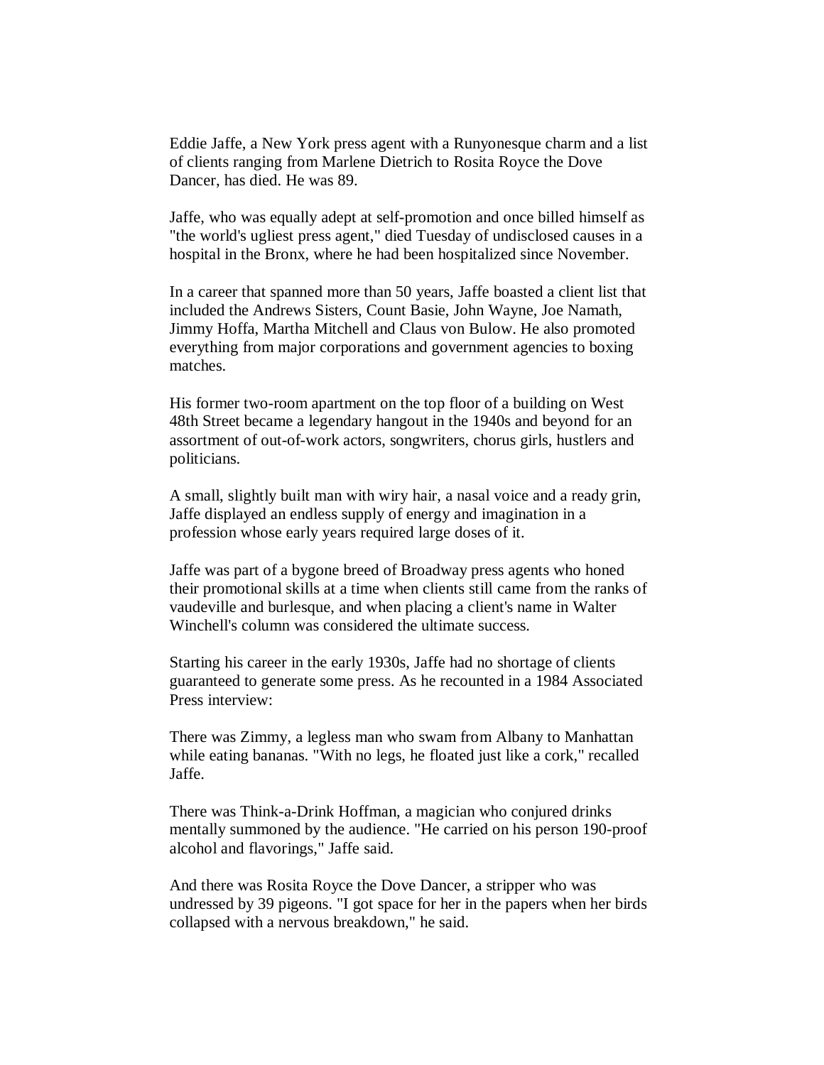Eddie Jaffe, a New York press agent with a Runyonesque charm and a list of clients ranging from Marlene Dietrich to Rosita Royce the Dove Dancer, has died. He was 89.

Jaffe, who was equally adept at self-promotion and once billed himself as "the world's ugliest press agent," died Tuesday of undisclosed causes in a hospital in the Bronx, where he had been hospitalized since November.

In a career that spanned more than 50 years, Jaffe boasted a client list that included the Andrews Sisters, Count Basie, John Wayne, Joe Namath, Jimmy Hoffa, Martha Mitchell and Claus von Bulow. He also promoted everything from major corporations and government agencies to boxing matches.

His former two-room apartment on the top floor of a building on West 48th Street became a legendary hangout in the 1940s and beyond for an assortment of out-of-work actors, songwriters, chorus girls, hustlers and politicians.

A small, slightly built man with wiry hair, a nasal voice and a ready grin, Jaffe displayed an endless supply of energy and imagination in a profession whose early years required large doses of it.

Jaffe was part of a bygone breed of Broadway press agents who honed their promotional skills at a time when clients still came from the ranks of vaudeville and burlesque, and when placing a client's name in Walter Winchell's column was considered the ultimate success.

Starting his career in the early 1930s, Jaffe had no shortage of clients guaranteed to generate some press. As he recounted in a 1984 Associated Press interview:

There was Zimmy, a legless man who swam from Albany to Manhattan while eating bananas. "With no legs, he floated just like a cork," recalled Jaffe.

There was Think-a-Drink Hoffman, a magician who conjured drinks mentally summoned by the audience. "He carried on his person 190-proof alcohol and flavorings," Jaffe said.

And there was Rosita Royce the Dove Dancer, a stripper who was undressed by 39 pigeons. "I got space for her in the papers when her birds collapsed with a nervous breakdown," he said.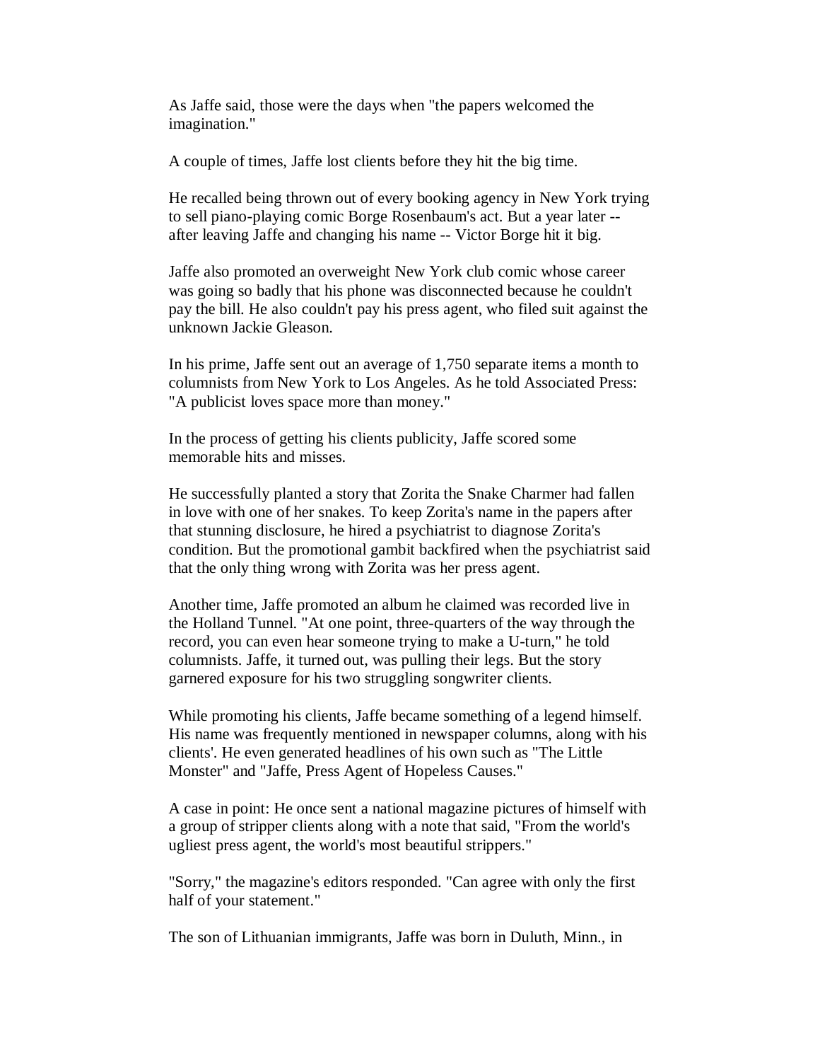As Jaffe said, those were the days when "the papers welcomed the imagination."

A couple of times, Jaffe lost clients before they hit the big time.

He recalled being thrown out of every booking agency in New York trying to sell piano-playing comic Borge Rosenbaum's act. But a year later -- after leaving Jaffe and changing his name -- Victor Borge hit it big.

Jaffe also promoted an overweight New York club comic whose career was going so badly that his phone was disconnected because he couldn't pay the bill. He also couldn't pay his press agent, who filed suit against the unknown Jackie Gleason.

In his prime, Jaffe sent out an average of 1,750 separate items a month to columnists from New York to Los Angeles. As he told Associated Press: "A publicist loves space more than money."

In the process of getting his clients publicity, Jaffe scored some memorable hits and misses.

He successfully planted a story that Zorita the Snake Charmer had fallen in love with one of her snakes. To keep Zorita's name in the papers after that stunning disclosure, he hired a psychiatrist to diagnose Zorita's condition. But the promotional gambit backfired when the psychiatrist said that the only thing wrong with Zorita was her press agent.

Another time, Jaffe promoted an album he claimed was recorded live in the Holland Tunnel. "At one point, three-quarters of the way through the record, you can even hear someone trying to make a U-turn," he told columnists. Jaffe, it turned out, was pulling their legs. But the story garnered exposure for his two struggling songwriter clients.

While promoting his clients, Jaffe became something of a legend himself. His name was frequently mentioned in newspaper columns, along with his clients'. He even generated headlines of his own such as "The Little Monster" and "Jaffe, Press Agent of Hopeless Causes."

A case in point: He once sent a national magazine pictures of himself with a group of stripper clients along with a note that said, "From the world's ugliest press agent, the world's most beautiful strippers."

"Sorry," the magazine's editors responded. "Can agree with only the first half of your statement."

The son of Lithuanian immigrants, Jaffe was born in Duluth, Minn., in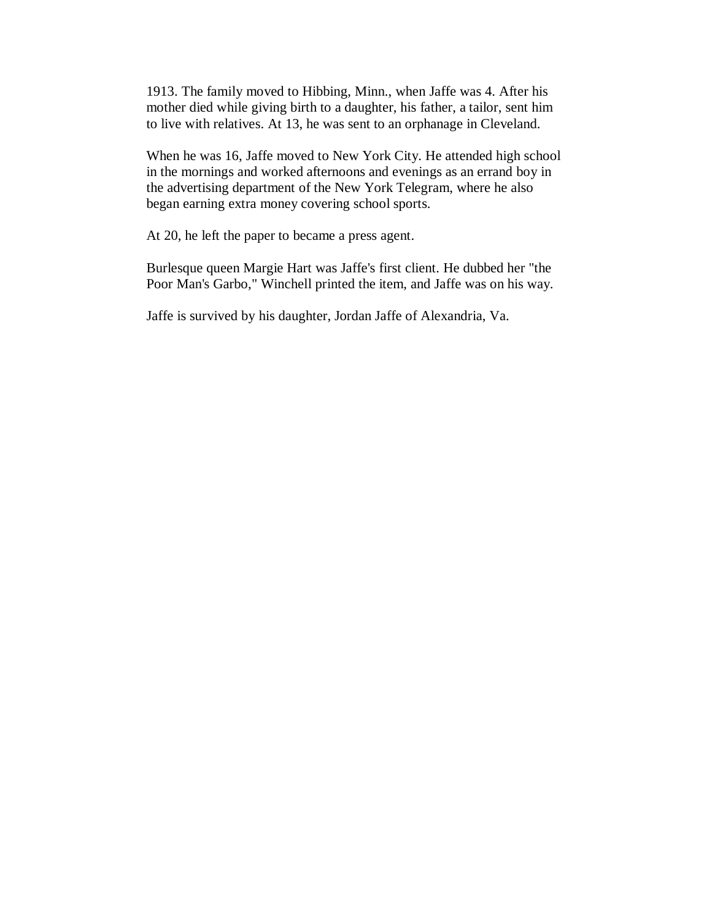1913. The family moved to Hibbing, Minn., when Jaffe was 4. After his mother died while giving birth to a daughter, his father, a tailor, sent him to live with relatives. At 13, he was sent to an orphanage in Cleveland.

When he was 16, Jaffe moved to New York City. He attended high school in the mornings and worked afternoons and evenings as an errand boy in the advertising department of the New York Telegram, where he also began earning extra money covering school sports.

At 20, he left the paper to became a press agent.

Burlesque queen Margie Hart was Jaffe's first client. He dubbed her "the Poor Man's Garbo," Winchell printed the item, and Jaffe was on his way.

Jaffe is survived by his daughter, Jordan Jaffe of Alexandria, Va.